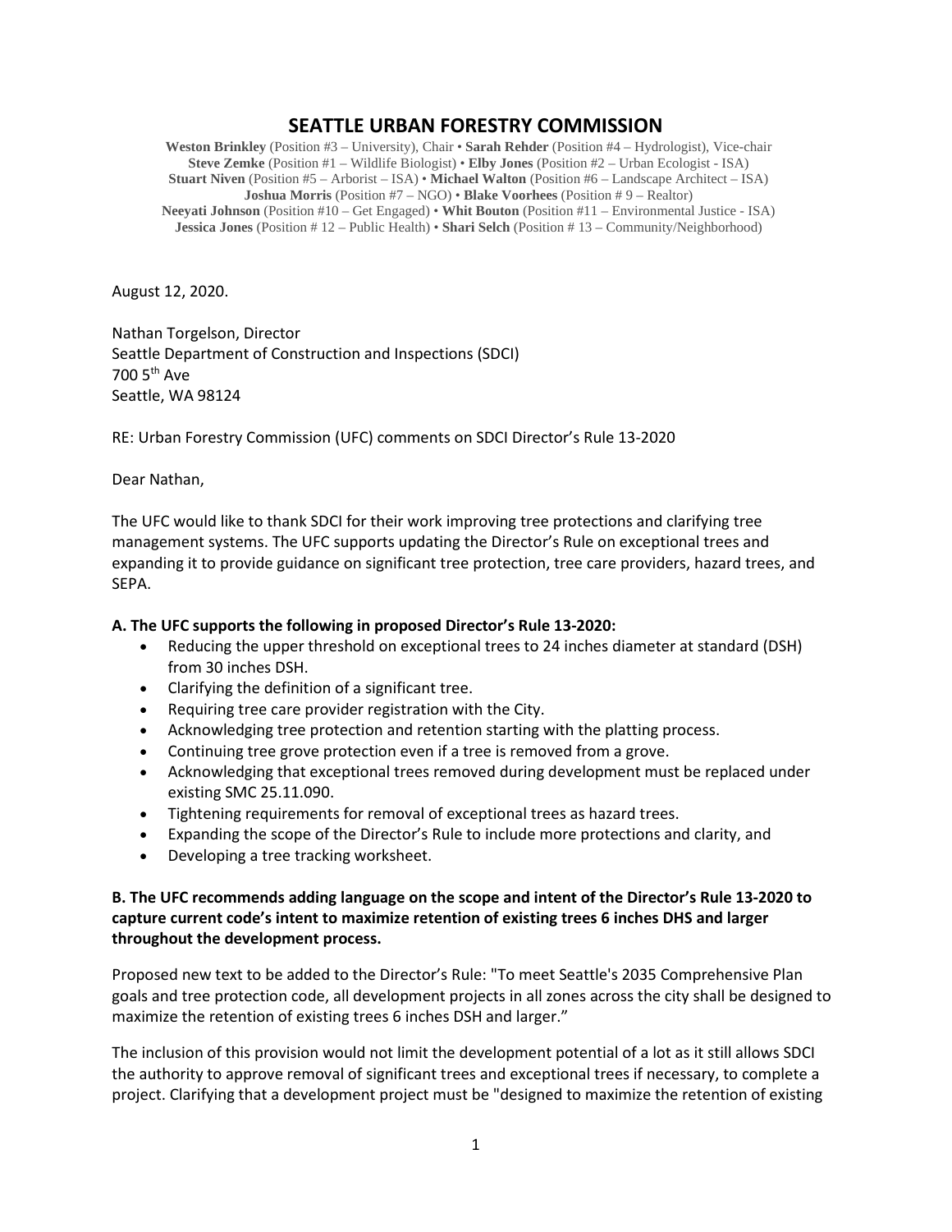# SEATTLE URBAN FORESTRY COMMISSION

**Weston Brinkley** (Position #3 – University), Chair • **Sarah Rehder** (Position #4 – Hydrologist), Vice-chair
**Steve Zemke** (Position #1 – Wildlife Biologist) • **Elby Jones** (Position #2 – Urban Ecologist - ISA)
**Stuart Niven** (Position #5 – Arborist – ISA) • **Michael Walton** (Position #6 – Landscape Architect – ISA)
**Joshua Morris** (Position #7 – NGO) • **Blake Voorhees** (Position # 9 – Realtor)
**Neeyati Johnson** (Position #10 – Get Engaged) • **Whit Bouton** (Position #11 – Environmental Justice - ISA)
**Jessica Jones** (Position # 12 – Public Health) • **Shari Selch** (Position # 13 – Community/Neighborhood)

August 12, 2020.

Nathan Torgelson, Director
Seattle Department of Construction and Inspections (SDCI)
700 5th Ave
Seattle, WA 98124

RE: Urban Forestry Commission (UFC) comments on SDCI Director's Rule 13-2020

Dear Nathan,

The UFC would like to thank SDCI for their work improving tree protections and clarifying tree management systems. The UFC supports updating the Director's Rule on exceptional trees and expanding it to provide guidance on significant tree protection, tree care providers, hazard trees, and SEPA.

**A. The UFC supports the following in proposed Director's Rule 13-2020:**

- Reducing the upper threshold on exceptional trees to 24 inches diameter at standard (DSH) from 30 inches DSH.
- Clarifying the definition of a significant tree.
- Requiring tree care provider registration with the City.
- Acknowledging tree protection and retention starting with the platting process.
- Continuing tree grove protection even if a tree is removed from a grove.
- Acknowledging that exceptional trees removed during development must be replaced under existing SMC 25.11.090.
- Tightening requirements for removal of exceptional trees as hazard trees.
- Expanding the scope of the Director's Rule to include more protections and clarity, and
- Developing a tree tracking worksheet.

**B. The UFC recommends adding language on the scope and intent of the Director's Rule 13-2020 to capture current code's intent to maximize retention of existing trees 6 inches DHS and larger throughout the development process.**

Proposed new text to be added to the Director's Rule: "To meet Seattle's 2035 Comprehensive Plan goals and tree protection code, all development projects in all zones across the city shall be designed to maximize the retention of existing trees 6 inches DSH and larger."

The inclusion of this provision would not limit the development potential of a lot as it still allows SDCI the authority to approve removal of significant trees and exceptional trees if necessary, to complete a project. Clarifying that a development project must be "designed to maximize the retention of existing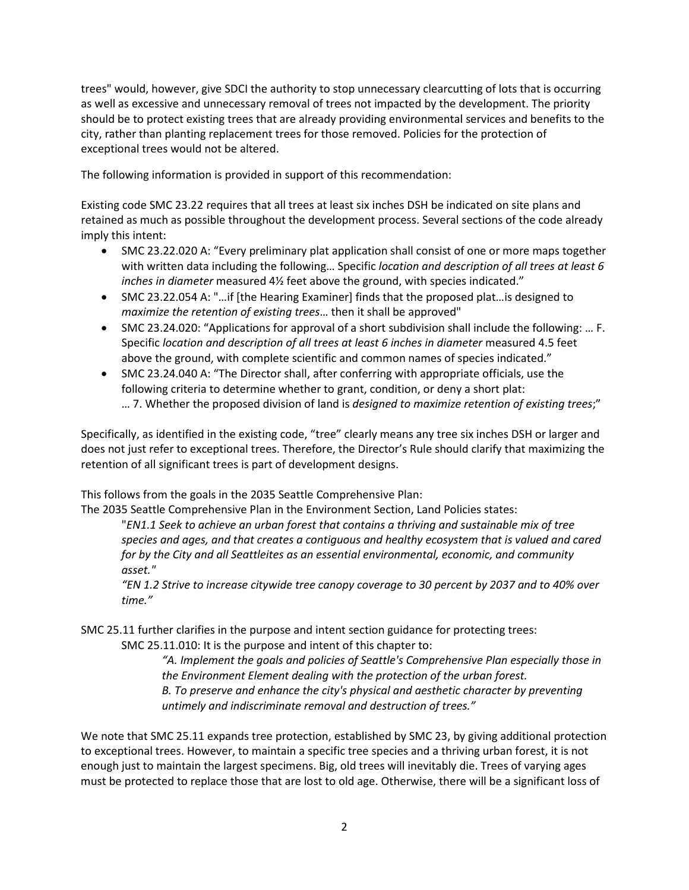trees" would, however, give SDCI the authority to stop unnecessary clearcutting of lots that is occurring as well as excessive and unnecessary removal of trees not impacted by the development. The priority should be to protect existing trees that are already providing environmental services and benefits to the city, rather than planting replacement trees for those removed. Policies for the protection of exceptional trees would not be altered.

The following information is provided in support of this recommendation:

Existing code SMC 23.22 requires that all trees at least six inches DSH be indicated on site plans and retained as much as possible throughout the development process. Several sections of the code already imply this intent:

- SMC 23.22.020 A: "Every preliminary plat application shall consist of one or more maps together with written data including the following… Specific *location and description of all trees at least 6 inches in diameter* measured 4½ feet above the ground, with species indicated."
- SMC 23.22.054 A: "…if [the Hearing Examiner] finds that the proposed plat…is designed to *maximize the retention of existing trees*… then it shall be approved"
- SMC 23.24.020: "Applications for approval of a short subdivision shall include the following: … F. Specific *location and description of all trees at least 6 inches in diameter* measured 4.5 feet above the ground, with complete scientific and common names of species indicated."
- SMC 23.24.040 A: "The Director shall, after conferring with appropriate officials, use the following criteria to determine whether to grant, condition, or deny a short plat:
  … 7. Whether the proposed division of land is *designed to maximize retention of existing trees*;"

Specifically, as identified in the existing code, "tree" clearly means any tree six inches DSH or larger and does not just refer to exceptional trees. Therefore, the Director's Rule should clarify that maximizing the retention of all significant trees is part of development designs.

This follows from the goals in the 2035 Seattle Comprehensive Plan:

The 2035 Seattle Comprehensive Plan in the Environment Section, Land Policies states:

> "*EN1.1 Seek to achieve an urban forest that contains a thriving and sustainable mix of tree species and ages, and that creates a contiguous and healthy ecosystem that is valued and cared for by the City and all Seattleites as an essential environmental, economic, and community asset.*"
>
> "*EN 1.2 Strive to increase citywide tree canopy coverage to 30 percent by 2037 and to 40% over time.*"

SMC 25.11 further clarifies in the purpose and intent section guidance for protecting trees:

> SMC 25.11.010: It is the purpose and intent of this chapter to:
>
> > "*A. Implement the goals and policies of Seattle's Comprehensive Plan especially those in the Environment Element dealing with the protection of the urban forest.*
> > *B. To preserve and enhance the city's physical and aesthetic character by preventing untimely and indiscriminate removal and destruction of trees.*"

We note that SMC 25.11 expands tree protection, established by SMC 23, by giving additional protection to exceptional trees. However, to maintain a specific tree species and a thriving urban forest, it is not enough just to maintain the largest specimens. Big, old trees will inevitably die. Trees of varying ages must be protected to replace those that are lost to old age. Otherwise, there will be a significant loss of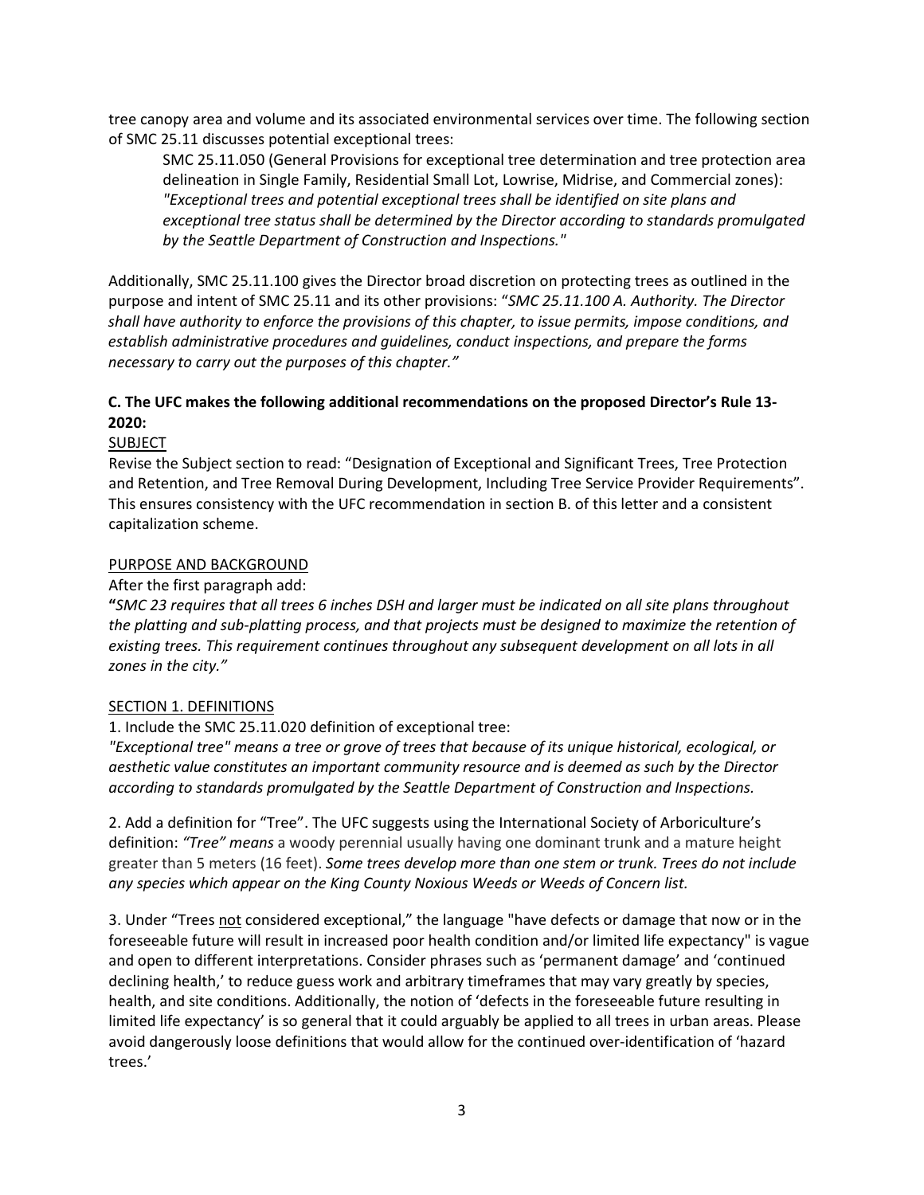tree canopy area and volume and its associated environmental services over time. The following section of SMC 25.11 discusses potential exceptional trees:

> SMC 25.11.050 (General Provisions for exceptional tree determination and tree protection area delineation in Single Family, Residential Small Lot, Lowrise, Midrise, and Commercial zones): *"Exceptional trees and potential exceptional trees shall be identified on site plans and exceptional tree status shall be determined by the Director according to standards promulgated by the Seattle Department of Construction and Inspections."*

Additionally, SMC 25.11.100 gives the Director broad discretion on protecting trees as outlined in the purpose and intent of SMC 25.11 and its other provisions: "*SMC 25.11.100 A. Authority. The Director shall have authority to enforce the provisions of this chapter, to issue permits, impose conditions, and establish administrative procedures and guidelines, conduct inspections, and prepare the forms necessary to carry out the purposes of this chapter.*"

**C. The UFC makes the following additional recommendations on the proposed Director's Rule 13-2020:**

SUBJECT

Revise the Subject section to read: "Designation of Exceptional and Significant Trees, Tree Protection and Retention, and Tree Removal During Development, Including Tree Service Provider Requirements". This ensures consistency with the UFC recommendation in section B. of this letter and a consistent capitalization scheme.

PURPOSE AND BACKGROUND

After the first paragraph add:

**"***SMC 23 requires that all trees 6 inches DSH and larger must be indicated on all site plans throughout the platting and sub-platting process, and that projects must be designed to maximize the retention of existing trees. This requirement continues throughout any subsequent development on all lots in all zones in the city."*

SECTION 1. DEFINITIONS

1. Include the SMC 25.11.020 definition of exceptional tree:

*"Exceptional tree" means a tree or grove of trees that because of its unique historical, ecological, or aesthetic value constitutes an important community resource and is deemed as such by the Director according to standards promulgated by the Seattle Department of Construction and Inspections.*

2. Add a definition for "Tree". The UFC suggests using the International Society of Arboriculture's definition: *"Tree" means* a woody perennial usually having one dominant trunk and a mature height greater than 5 meters (16 feet). *Some trees develop more than one stem or trunk. Trees do not include any species which appear on the King County Noxious Weeds or Weeds of Concern list.*

3. Under "Trees not considered exceptional," the language "have defects or damage that now or in the foreseeable future will result in increased poor health condition and/or limited life expectancy" is vague and open to different interpretations. Consider phrases such as 'permanent damage' and 'continued declining health,' to reduce guess work and arbitrary timeframes that may vary greatly by species, health, and site conditions. Additionally, the notion of 'defects in the foreseeable future resulting in limited life expectancy' is so general that it could arguably be applied to all trees in urban areas. Please avoid dangerously loose definitions that would allow for the continued over-identification of 'hazard trees.'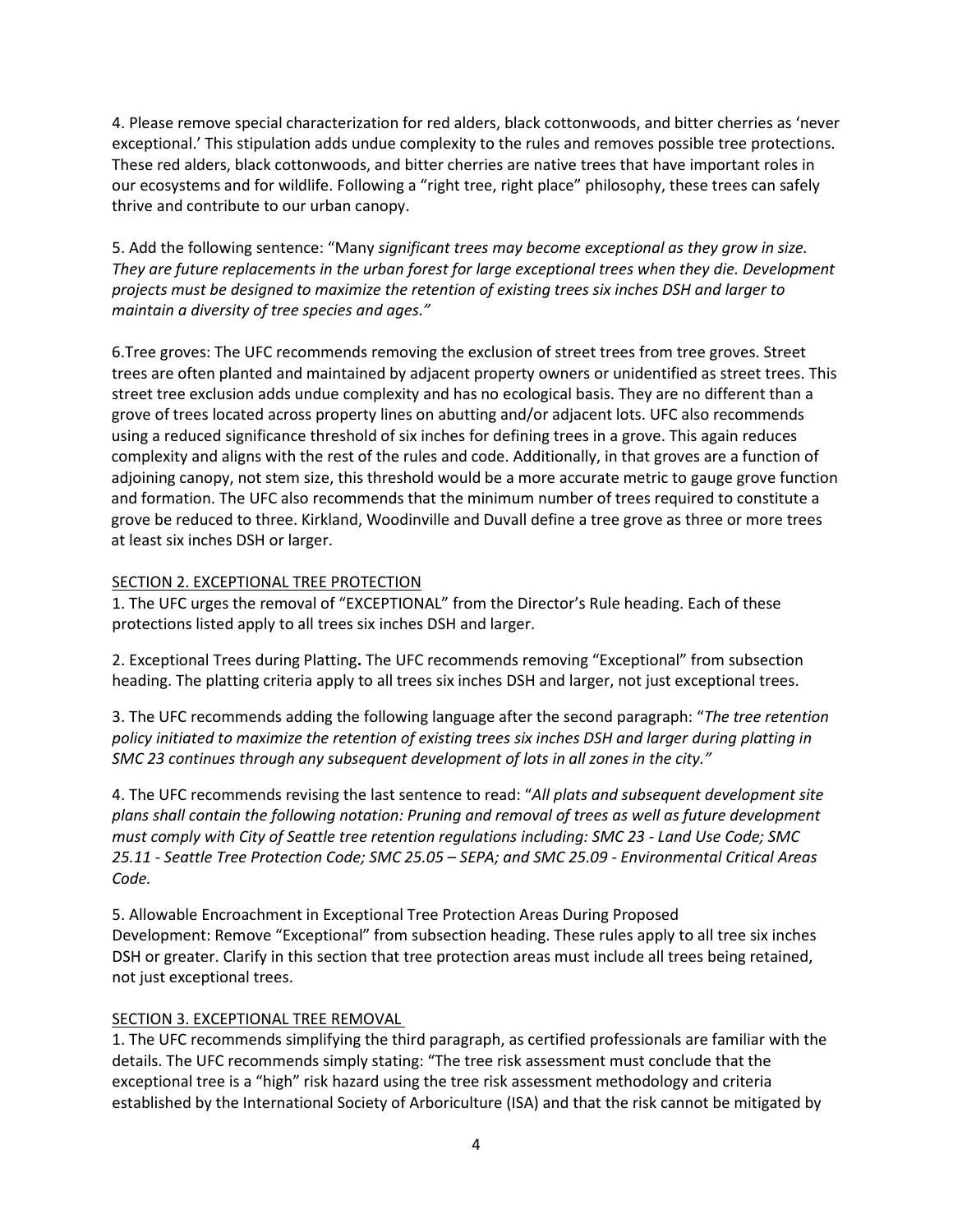4. Please remove special characterization for red alders, black cottonwoods, and bitter cherries as 'never exceptional.' This stipulation adds undue complexity to the rules and removes possible tree protections. These red alders, black cottonwoods, and bitter cherries are native trees that have important roles in our ecosystems and for wildlife. Following a "right tree, right place" philosophy, these trees can safely thrive and contribute to our urban canopy.

5. Add the following sentence: "Many *significant trees may become exceptional as they grow in size. They are future replacements in the urban forest for large exceptional trees when they die. Development projects must be designed to maximize the retention of existing trees six inches DSH and larger to maintain a diversity of tree species and ages."*

6.Tree groves: The UFC recommends removing the exclusion of street trees from tree groves. Street trees are often planted and maintained by adjacent property owners or unidentified as street trees. This street tree exclusion adds undue complexity and has no ecological basis. They are no different than a grove of trees located across property lines on abutting and/or adjacent lots. UFC also recommends using a reduced significance threshold of six inches for defining trees in a grove. This again reduces complexity and aligns with the rest of the rules and code. Additionally, in that groves are a function of adjoining canopy, not stem size, this threshold would be a more accurate metric to gauge grove function and formation. The UFC also recommends that the minimum number of trees required to constitute a grove be reduced to three. Kirkland, Woodinville and Duvall define a tree grove as three or more trees at least six inches DSH or larger.

SECTION 2. EXCEPTIONAL TREE PROTECTION

1. The UFC urges the removal of "EXCEPTIONAL" from the Director's Rule heading. Each of these protections listed apply to all trees six inches DSH and larger.

2. Exceptional Trees during Platting**.** The UFC recommends removing "Exceptional" from subsection heading. The platting criteria apply to all trees six inches DSH and larger, not just exceptional trees.

3. The UFC recommends adding the following language after the second paragraph: "*The tree retention policy initiated to maximize the retention of existing trees six inches DSH and larger during platting in SMC 23 continues through any subsequent development of lots in all zones in the city."*

4. The UFC recommends revising the last sentence to read: "*All plats and subsequent development site plans shall contain the following notation: Pruning and removal of trees as well as future development must comply with City of Seattle tree retention regulations including: SMC 23 - Land Use Code; SMC 25.11 - Seattle Tree Protection Code; SMC 25.05 – SEPA; and SMC 25.09 - Environmental Critical Areas Code.*

5. Allowable Encroachment in Exceptional Tree Protection Areas During Proposed Development: Remove "Exceptional" from subsection heading. These rules apply to all tree six inches DSH or greater. Clarify in this section that tree protection areas must include all trees being retained, not just exceptional trees.

SECTION 3. EXCEPTIONAL TREE REMOVAL

1. The UFC recommends simplifying the third paragraph, as certified professionals are familiar with the details. The UFC recommends simply stating: "The tree risk assessment must conclude that the exceptional tree is a "high" risk hazard using the tree risk assessment methodology and criteria established by the International Society of Arboriculture (ISA) and that the risk cannot be mitigated by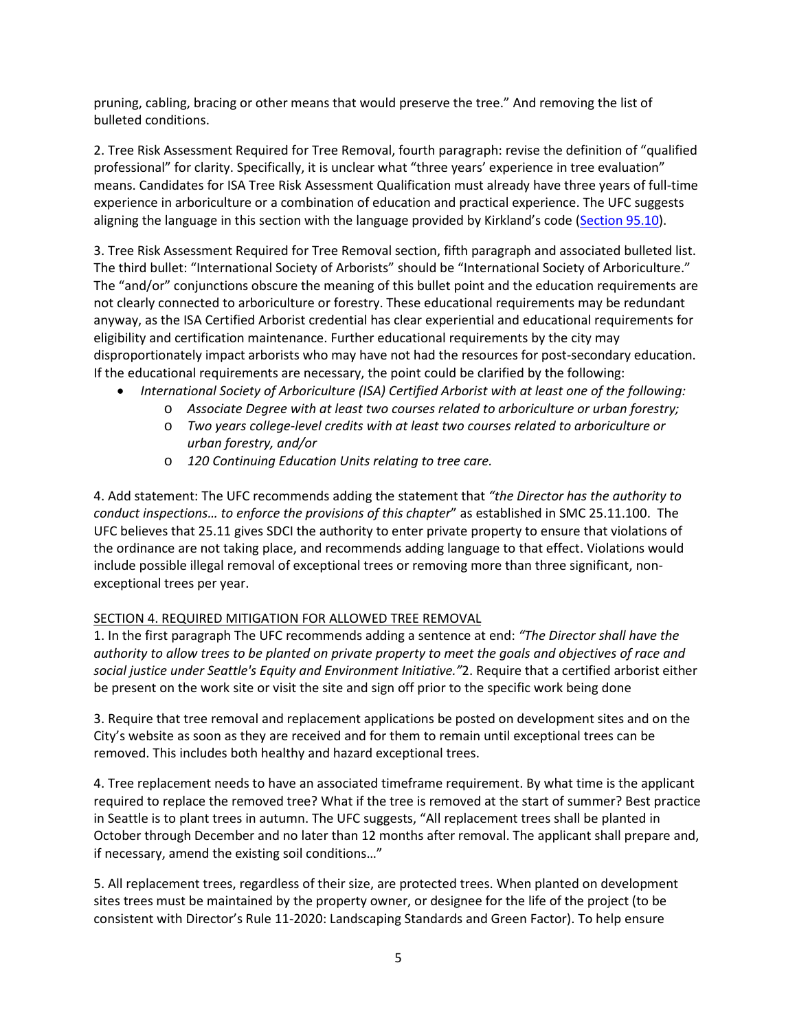pruning, cabling, bracing or other means that would preserve the tree." And removing the list of bulleted conditions.

2. Tree Risk Assessment Required for Tree Removal, fourth paragraph: revise the definition of "qualified professional" for clarity. Specifically, it is unclear what "three years' experience in tree evaluation" means. Candidates for ISA Tree Risk Assessment Qualification must already have three years of full-time experience in arboriculture or a combination of education and practical experience. The UFC suggests aligning the language in this section with the language provided by Kirkland's code (Section 95.10).

3. Tree Risk Assessment Required for Tree Removal section, fifth paragraph and associated bulleted list. The third bullet: "International Society of Arborists" should be "International Society of Arboriculture." The "and/or" conjunctions obscure the meaning of this bullet point and the education requirements are not clearly connected to arboriculture or forestry. These educational requirements may be redundant anyway, as the ISA Certified Arborist credential has clear experiential and educational requirements for eligibility and certification maintenance. Further educational requirements by the city may disproportionately impact arborists who may have not had the resources for post-secondary education. If the educational requirements are necessary, the point could be clarified by the following:

- *International Society of Arboriculture (ISA) Certified Arborist with at least one of the following:*
  - *Associate Degree with at least two courses related to arboriculture or urban forestry;*
  - *Two years college-level credits with at least two courses related to arboriculture or urban forestry, and/or*
  - *120 Continuing Education Units relating to tree care.*

4. Add statement: The UFC recommends adding the statement that *"the Director has the authority to conduct inspections… to enforce the provisions of this chapter*" as established in SMC 25.11.100. The UFC believes that 25.11 gives SDCI the authority to enter private property to ensure that violations of the ordinance are not taking place, and recommends adding language to that effect. Violations would include possible illegal removal of exceptional trees or removing more than three significant, non-exceptional trees per year.

SECTION 4. REQUIRED MITIGATION FOR ALLOWED TREE REMOVAL

1. In the first paragraph The UFC recommends adding a sentence at end: *"The Director shall have the authority to allow trees to be planted on private property to meet the goals and objectives of race and social justice under Seattle's Equity and Environment Initiative."*2. Require that a certified arborist either be present on the work site or visit the site and sign off prior to the specific work being done

3. Require that tree removal and replacement applications be posted on development sites and on the City's website as soon as they are received and for them to remain until exceptional trees can be removed. This includes both healthy and hazard exceptional trees.

4. Tree replacement needs to have an associated timeframe requirement. By what time is the applicant required to replace the removed tree? What if the tree is removed at the start of summer? Best practice in Seattle is to plant trees in autumn. The UFC suggests, "All replacement trees shall be planted in October through December and no later than 12 months after removal. The applicant shall prepare and, if necessary, amend the existing soil conditions…"

5. All replacement trees, regardless of their size, are protected trees. When planted on development sites trees must be maintained by the property owner, or designee for the life of the project (to be consistent with Director's Rule 11-2020: Landscaping Standards and Green Factor). To help ensure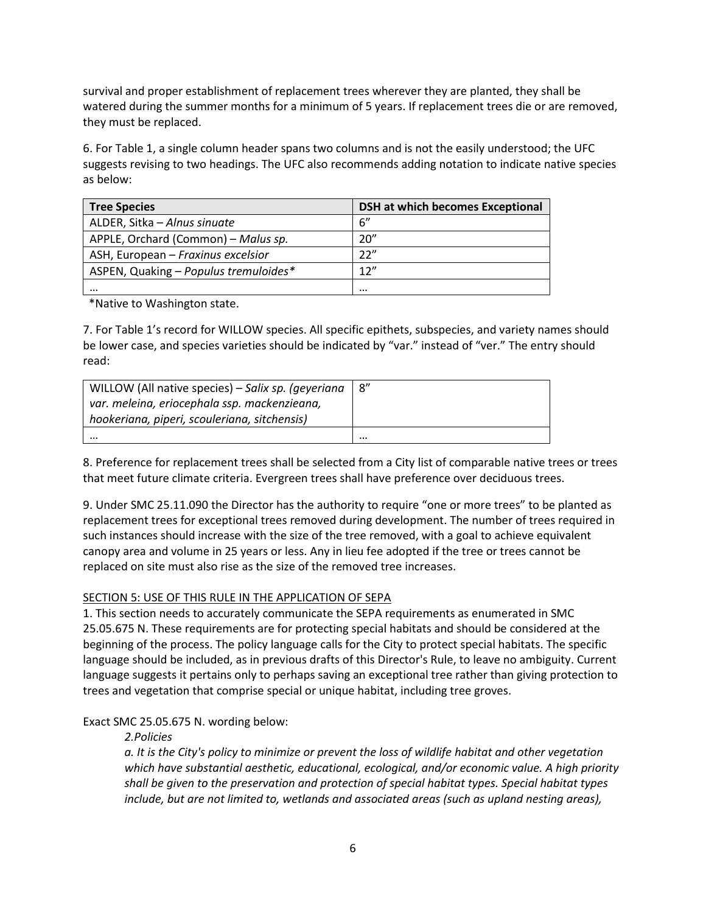survival and proper establishment of replacement trees wherever they are planted, they shall be watered during the summer months for a minimum of 5 years. If replacement trees die or are removed, they must be replaced.

6. For Table 1, a single column header spans two columns and is not the easily understood; the UFC suggests revising to two headings. The UFC also recommends adding notation to indicate native species as below:

| **Tree Species** | **DSH at which becomes Exceptional** |
|---|---|
| ALDER, Sitka – *Alnus sinuate* | 6” |
| APPLE, Orchard (Common) – *Malus sp.* | 20” |
| ASH, European – *Fraxinus excelsior* | 22” |
| ASPEN, Quaking – *Populus tremuloides** | 12” |
| … | … |

*Native to Washington state.

7. For Table 1’s record for WILLOW species. All specific epithets, subspecies, and variety names should be lower case, and species varieties should be indicated by “var.” instead of “ver.” The entry should read:

| WILLOW (All native species) – *Salix sp. (geyeriana var. meleina, eriocephala ssp. mackenzieana, hookeriana, piperi, scouleriana, sitchensis)* | 8” |
|---|---|
| … | … |

8. Preference for replacement trees shall be selected from a City list of comparable native trees or trees that meet future climate criteria. Evergreen trees shall have preference over deciduous trees.

9. Under SMC 25.11.090 the Director has the authority to require “one or more trees” to be planted as replacement trees for exceptional trees removed during development. The number of trees required in such instances should increase with the size of the tree removed, with a goal to achieve equivalent canopy area and volume in 25 years or less. Any in lieu fee adopted if the tree or trees cannot be replaced on site must also rise as the size of the removed tree increases.

SECTION 5: USE OF THIS RULE IN THE APPLICATION OF SEPA

1. This section needs to accurately communicate the SEPA requirements as enumerated in SMC 25.05.675 N. These requirements are for protecting special habitats and should be considered at the beginning of the process. The policy language calls for the City to protect special habitats. The specific language should be included, as in previous drafts of this Director's Rule, to leave no ambiguity. Current language suggests it pertains only to perhaps saving an exceptional tree rather than giving protection to trees and vegetation that comprise special or unique habitat, including tree groves.

Exact SMC 25.05.675 N. wording below:

> *2.Policies*
>
> *a. It is the City's policy to minimize or prevent the loss of wildlife habitat and other vegetation which have substantial aesthetic, educational, ecological, and/or economic value. A high priority shall be given to the preservation and protection of special habitat types. Special habitat types include, but are not limited to, wetlands and associated areas (such as upland nesting areas),*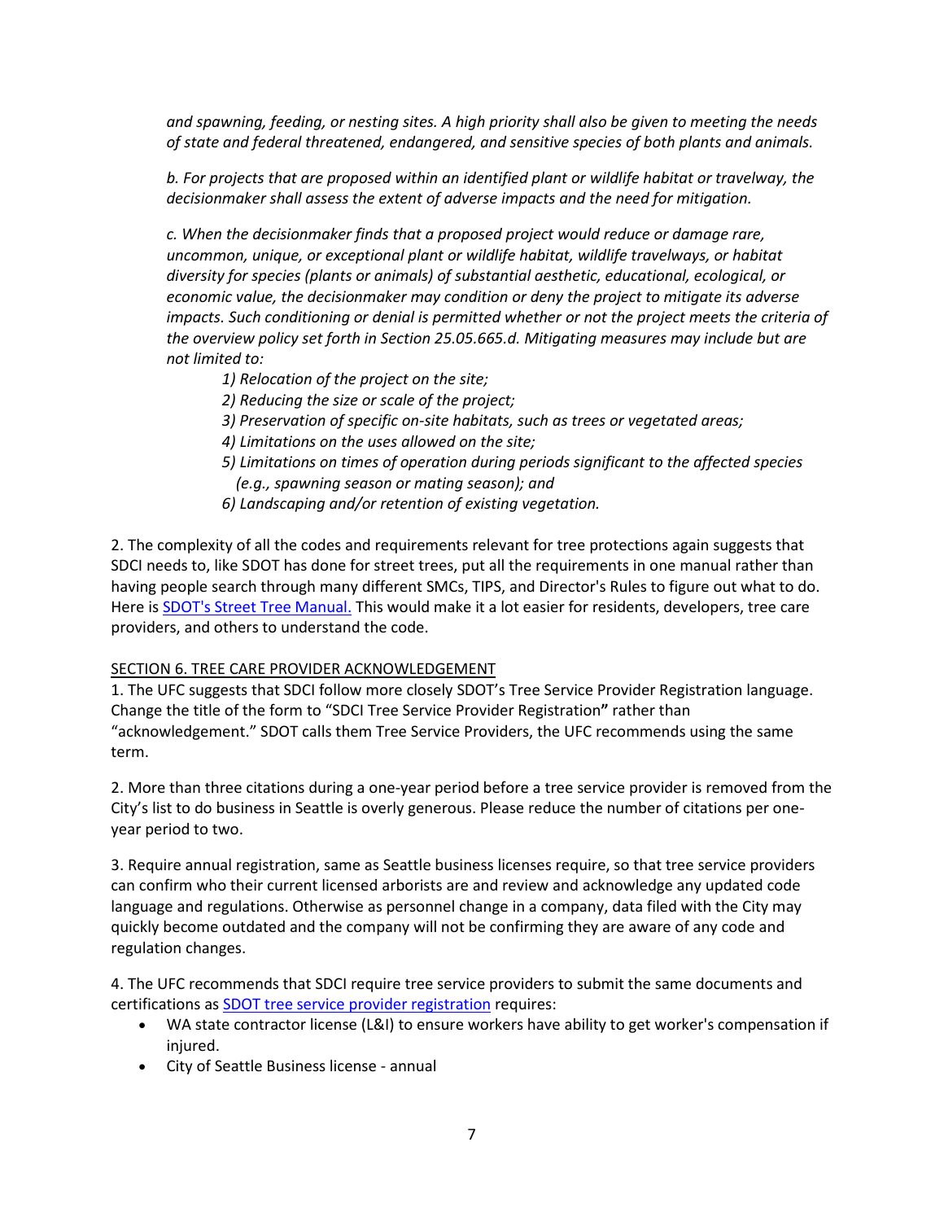*and spawning, feeding, or nesting sites. A high priority shall also be given to meeting the needs of state and federal threatened, endangered, and sensitive species of both plants and animals.*

*b. For projects that are proposed within an identified plant or wildlife habitat or travelway, the decisionmaker shall assess the extent of adverse impacts and the need for mitigation.*

*c. When the decisionmaker finds that a proposed project would reduce or damage rare, uncommon, unique, or exceptional plant or wildlife habitat, wildlife travelways, or habitat diversity for species (plants or animals) of substantial aesthetic, educational, ecological, or economic value, the decisionmaker may condition or deny the project to mitigate its adverse impacts. Such conditioning or denial is permitted whether or not the project meets the criteria of the overview policy set forth in Section 25.05.665.d. Mitigating measures may include but are not limited to:*

*1) Relocation of the project on the site;*
*2) Reducing the size or scale of the project;*
*3) Preservation of specific on-site habitats, such as trees or vegetated areas;*
*4) Limitations on the uses allowed on the site;*
*5) Limitations on times of operation during periods significant to the affected species (e.g., spawning season or mating season); and*
*6) Landscaping and/or retention of existing vegetation.*

2. The complexity of all the codes and requirements relevant for tree protections again suggests that SDCI needs to, like SDOT has done for street trees, put all the requirements in one manual rather than having people search through many different SMCs, TIPS, and Director's Rules to figure out what to do. Here is SDOT's Street Tree Manual. This would make it a lot easier for residents, developers, tree care providers, and others to understand the code.

SECTION 6. TREE CARE PROVIDER ACKNOWLEDGEMENT

1. The UFC suggests that SDCI follow more closely SDOT's Tree Service Provider Registration language. Change the title of the form to "SDCI Tree Service Provider Registration**"** rather than "acknowledgement." SDOT calls them Tree Service Providers, the UFC recommends using the same term.

2. More than three citations during a one-year period before a tree service provider is removed from the City's list to do business in Seattle is overly generous. Please reduce the number of citations per one-year period to two.

3. Require annual registration, same as Seattle business licenses require, so that tree service providers can confirm who their current licensed arborists are and review and acknowledge any updated code language and regulations. Otherwise as personnel change in a company, data filed with the City may quickly become outdated and the company will not be confirming they are aware of any code and regulation changes.

4. The UFC recommends that SDCI require tree service providers to submit the same documents and certifications as SDOT tree service provider registration requires:

- WA state contractor license (L&I) to ensure workers have ability to get worker's compensation if injured.
- City of Seattle Business license - annual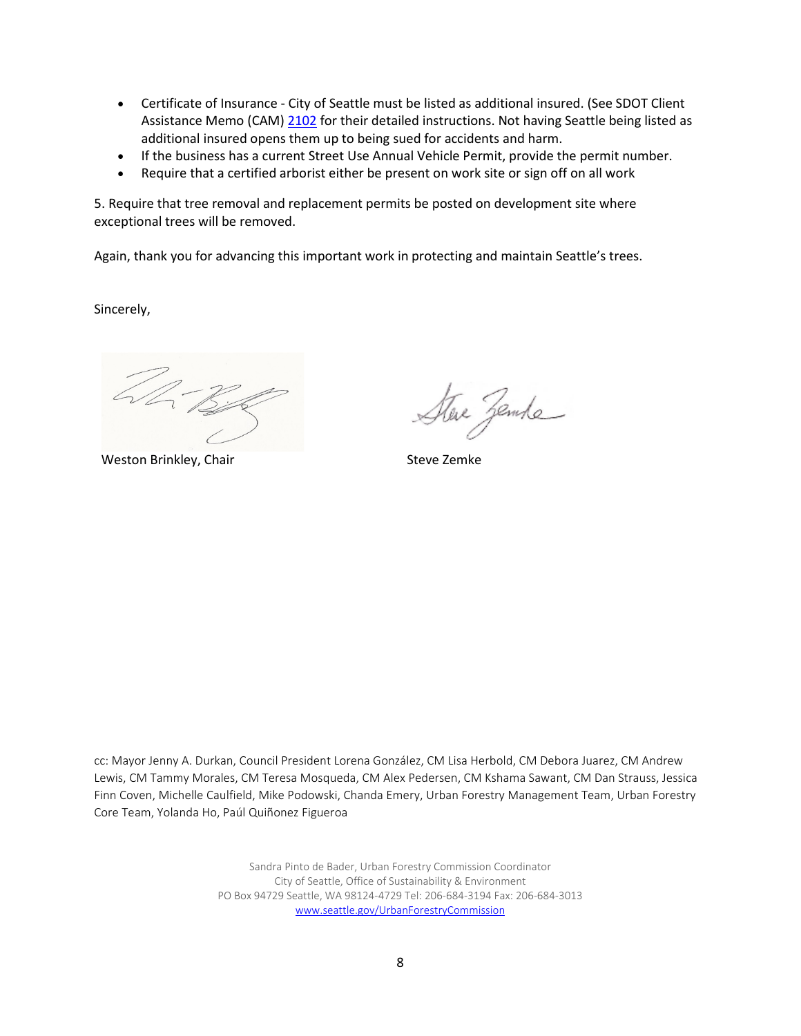- Certificate of Insurance - City of Seattle must be listed as additional insured. (See SDOT Client Assistance Memo (CAM) 2102 for their detailed instructions. Not having Seattle being listed as additional insured opens them up to being sued for accidents and harm.
- If the business has a current Street Use Annual Vehicle Permit, provide the permit number.
- Require that a certified arborist either be present on work site or sign off on all work

5. Require that tree removal and replacement permits be posted on development site where exceptional trees will be removed.

Again, thank you for advancing this important work in protecting and maintain Seattle's trees.

Sincerely,

Weston Brinkley, Chair

Steve Zemke

cc: Mayor Jenny A. Durkan, Council President Lorena González, CM Lisa Herbold, CM Debora Juarez, CM Andrew Lewis, CM Tammy Morales, CM Teresa Mosqueda, CM Alex Pedersen, CM Kshama Sawant, CM Dan Strauss, Jessica Finn Coven, Michelle Caulfield, Mike Podowski, Chanda Emery, Urban Forestry Management Team, Urban Forestry Core Team, Yolanda Ho, Paúl Quiñonez Figueroa

Sandra Pinto de Bader, Urban Forestry Commission Coordinator
City of Seattle, Office of Sustainability & Environment
PO Box 94729 Seattle, WA 98124-4729 Tel: 206-684-3194 Fax: 206-684-3013
www.seattle.gov/UrbanForestryCommission